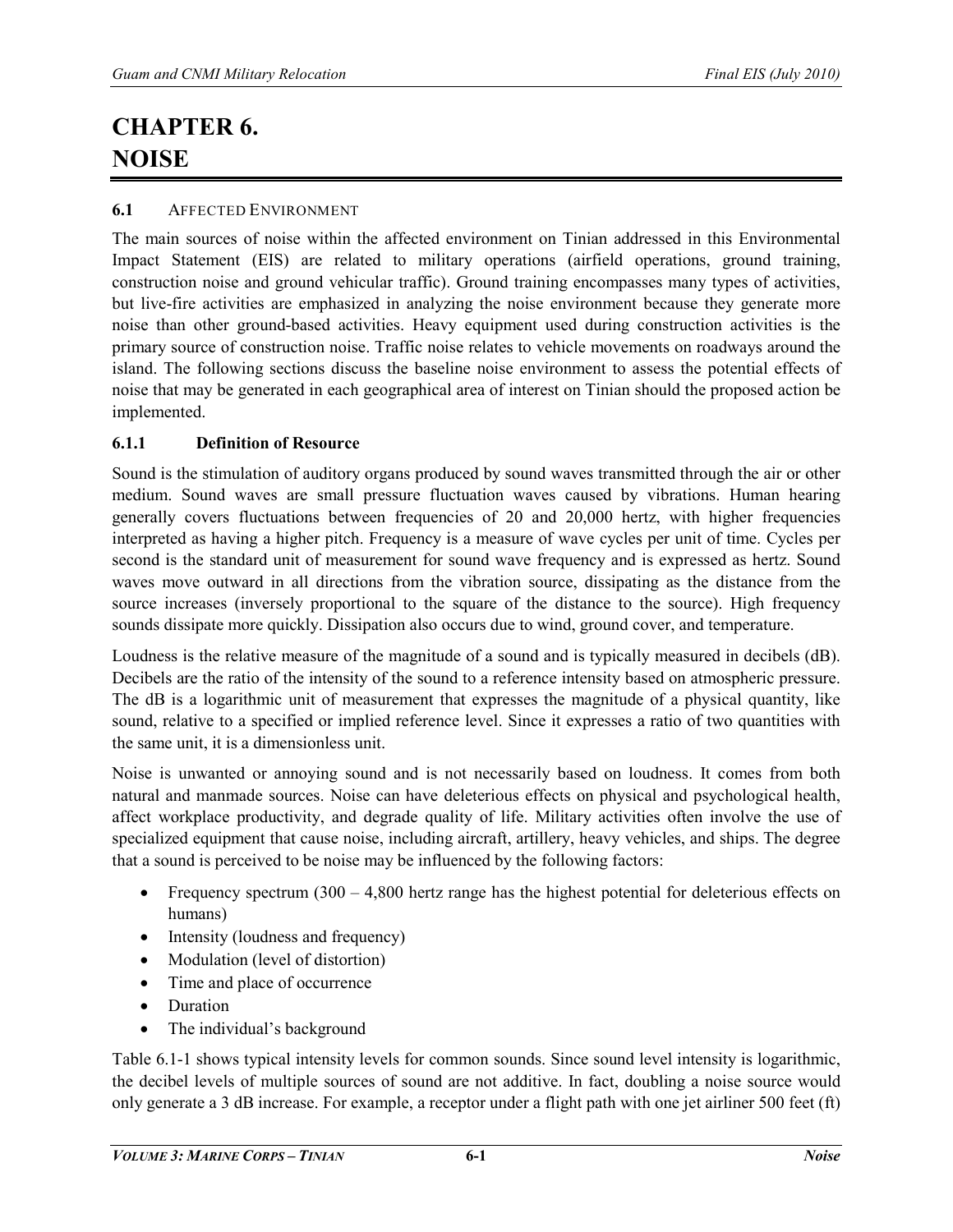# CHAPTER 6. NOISE

## 6.1 AFFECTED ENVIRONMENT

The main sources of noise within the affected environment on Tinian addressed in this Environmental Impact Statement (EIS) are related to military operations (airfield operations, ground training, construction noise and ground vehicular traffic). Ground training encompasses many types of activities, but live-fire activities are emphasized in analyzing the noise environment because they generate more noise than other ground-based activities. Heavy equipment used during construction activities is the primary source of construction noise. Traffic noise relates to vehicle movements on roadways around the island. The following sections discuss the baseline noise environment to assess the potential effects of noise that may be generated in each geographical area of interest on Tinian should the proposed action be implemented.

### 6.1.1 Definition of Resource

Sound is the stimulation of auditory organs produced by sound waves transmitted through the air or other medium. Sound waves are small pressure fluctuation waves caused by vibrations. Human hearing generally covers fluctuations between frequencies of 20 and 20,000 hertz, with higher frequencies interpreted as having a higher pitch. Frequency is a measure of wave cycles per unit of time. Cycles per second is the standard unit of measurement for sound wave frequency and is expressed as hertz. Sound waves move outward in all directions from the vibration source, dissipating as the distance from the source increases (inversely proportional to the square of the distance to the source). High frequency sounds dissipate more quickly. Dissipation also occurs due to wind, ground cover, and temperature.

Loudness is the relative measure of the magnitude of a sound and is typically measured in decibels (dB). Decibels are the ratio of the intensity of the sound to a reference intensity based on atmospheric pressure. The dB is a logarithmic unit of measurement that expresses the magnitude of a physical quantity, like sound, relative to a specified or implied reference level. Since it expresses a ratio of two quantities with the same unit, it is a dimensionless unit.

Noise is unwanted or annoying sound and is not necessarily based on loudness. It comes from both natural and manmade sources. Noise can have deleterious effects on physical and psychological health, affect workplace productivity, and degrade quality of life. Military activities often involve the use of specialized equipment that cause noise, including aircraft, artillery, heavy vehicles, and ships. The degree that a sound is perceived to be noise may be influenced by the following factors:

- Frequency spectrum (300 – 4,800 hertz range has the highest potential for deleterious effects on humans)
- Intensity (loudness and frequency)
- Modulation (level of distortion)
- Time and place of occurrence
- Duration
- The individual's background

Table 6.1-1 shows typical intensity levels for common sounds. Since sound level intensity is logarithmic, the decibel levels of multiple sources of sound are not additive. In fact, doubling a noise source would only generate a 3 dB increase. For example, a receptor under a flight path with one jet airliner 500 feet (ft)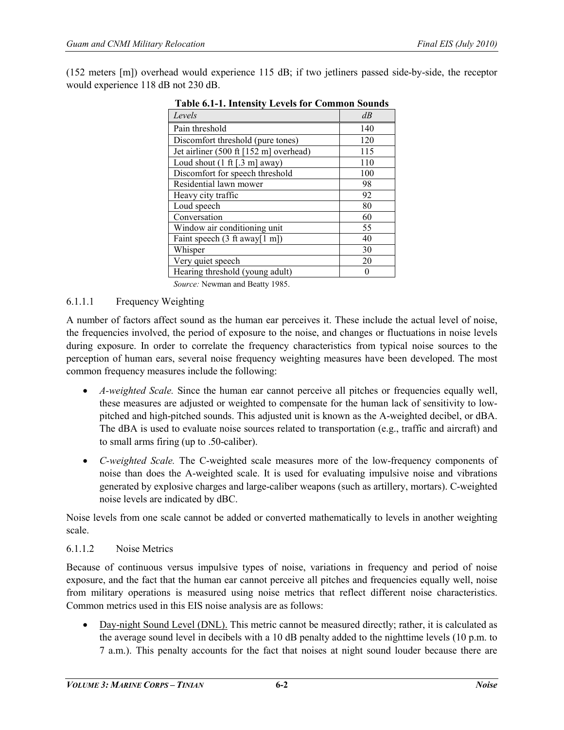(152 meters [m]) overhead would experience 115 dB; if two jetliners passed side-by-side, the receptor would experience 118 dB not 230 dB.

**Table 6.1-1. Intensity Levels for Common Sounds**

| *Levels* | *dB* |
|---|---|
| Pain threshold | 140 |
| Discomfort threshold (pure tones) | 120 |
| Jet airliner (500 ft [152 m] overhead) | 115 |
| Loud shout (1 ft [.3 m] away) | 110 |
| Discomfort for speech threshold | 100 |
| Residential lawn mower | 98 |
| Heavy city traffic | 92 |
| Loud speech | 80 |
| Conversation | 60 |
| Window air conditioning unit | 55 |
| Faint speech (3 ft away[1 m]) | 40 |
| Whisper | 30 |
| Very quiet speech | 20 |
| Hearing threshold (young adult) | 0 |

*Source:* Newman and Beatty 1985.

#### 6.1.1.1 Frequency Weighting

A number of factors affect sound as the human ear perceives it. These include the actual level of noise, the frequencies involved, the period of exposure to the noise, and changes or fluctuations in noise levels during exposure. In order to correlate the frequency characteristics from typical noise sources to the perception of human ears, several noise frequency weighting measures have been developed. The most common frequency measures include the following:

- *A-weighted Scale.* Since the human ear cannot perceive all pitches or frequencies equally well, these measures are adjusted or weighted to compensate for the human lack of sensitivity to low-pitched and high-pitched sounds. This adjusted unit is known as the A-weighted decibel, or dBA. The dBA is used to evaluate noise sources related to transportation (e.g., traffic and aircraft) and to small arms firing (up to .50-caliber).
- *C-weighted Scale.* The C-weighted scale measures more of the low-frequency components of noise than does the A-weighted scale. It is used for evaluating impulsive noise and vibrations generated by explosive charges and large-caliber weapons (such as artillery, mortars). C-weighted noise levels are indicated by dBC.

Noise levels from one scale cannot be added or converted mathematically to levels in another weighting scale.

#### 6.1.1.2 Noise Metrics

Because of continuous versus impulsive types of noise, variations in frequency and period of noise exposure, and the fact that the human ear cannot perceive all pitches and frequencies equally well, noise from military operations is measured using noise metrics that reflect different noise characteristics. Common metrics used in this EIS noise analysis are as follows:

- Day-night Sound Level (DNL). This metric cannot be measured directly; rather, it is calculated as the average sound level in decibels with a 10 dB penalty added to the nighttime levels (10 p.m. to 7 a.m.). This penalty accounts for the fact that noises at night sound louder because there are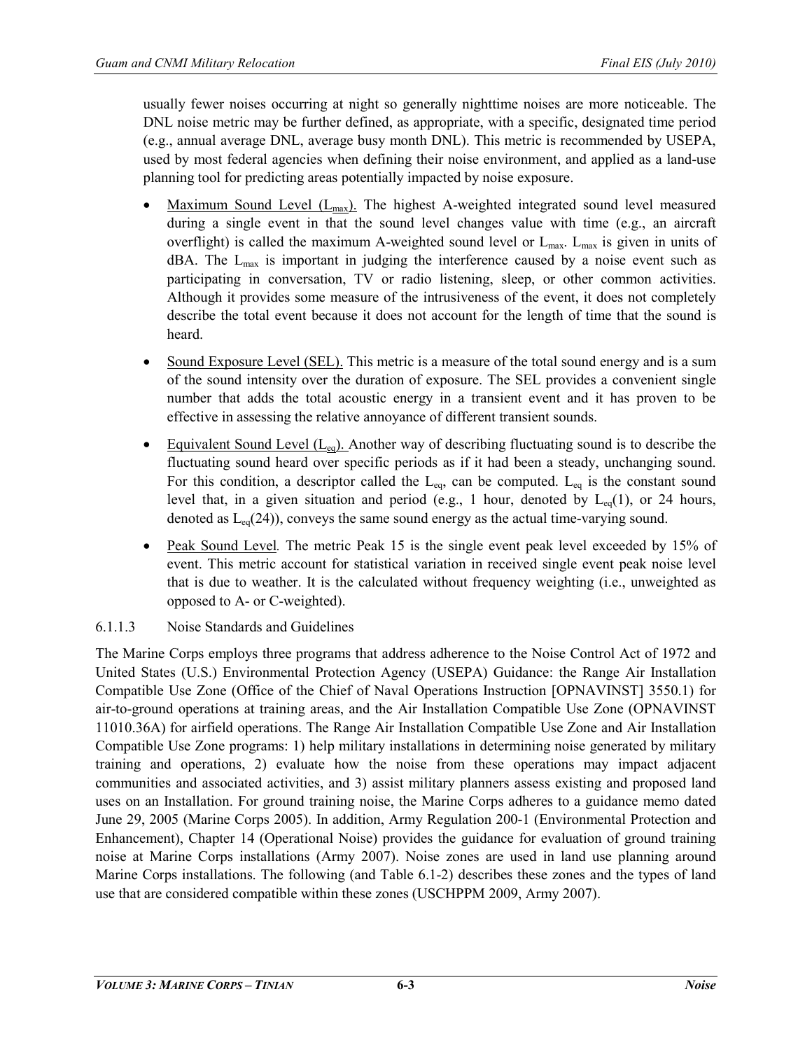usually fewer noises occurring at night so generally nighttime noises are more noticeable. The DNL noise metric may be further defined, as appropriate, with a specific, designated time period (e.g., annual average DNL, average busy month DNL). This metric is recommended by USEPA, used by most federal agencies when defining their noise environment, and applied as a land-use planning tool for predicting areas potentially impacted by noise exposure.

- Maximum Sound Level ($L_{max}$). The highest A-weighted integrated sound level measured during a single event in that the sound level changes value with time (e.g., an aircraft overflight) is called the maximum A-weighted sound level or $L_{max}$. $L_{max}$ is given in units of dBA. The $L_{max}$ is important in judging the interference caused by a noise event such as participating in conversation, TV or radio listening, sleep, or other common activities. Although it provides some measure of the intrusiveness of the event, it does not completely describe the total event because it does not account for the length of time that the sound is heard.
- Sound Exposure Level (SEL). This metric is a measure of the total sound energy and is a sum of the sound intensity over the duration of exposure. The SEL provides a convenient single number that adds the total acoustic energy in a transient event and it has proven to be effective in assessing the relative annoyance of different transient sounds.
- Equivalent Sound Level ($L_{eq}$). Another way of describing fluctuating sound is to describe the fluctuating sound heard over specific periods as if it had been a steady, unchanging sound. For this condition, a descriptor called the $L_{eq}$, can be computed. $L_{eq}$ is the constant sound level that, in a given situation and period (e.g., 1 hour, denoted by $L_{eq}(1)$, or 24 hours, denoted as $L_{eq}(24)$), conveys the same sound energy as the actual time-varying sound.
- Peak Sound Level*.* The metric Peak 15 is the single event peak level exceeded by 15% of event. This metric account for statistical variation in received single event peak noise level that is due to weather. It is the calculated without frequency weighting (i.e., unweighted as opposed to A- or C-weighted).

#### 6.1.1.3 Noise Standards and Guidelines

The Marine Corps employs three programs that address adherence to the Noise Control Act of 1972 and United States (U.S.) Environmental Protection Agency (USEPA) Guidance: the Range Air Installation Compatible Use Zone (Office of the Chief of Naval Operations Instruction [OPNAVINST] 3550.1) for air-to-ground operations at training areas, and the Air Installation Compatible Use Zone (OPNAVINST 11010.36A) for airfield operations. The Range Air Installation Compatible Use Zone and Air Installation Compatible Use Zone programs: 1) help military installations in determining noise generated by military training and operations, 2) evaluate how the noise from these operations may impact adjacent communities and associated activities, and 3) assist military planners assess existing and proposed land uses on an Installation. For ground training noise, the Marine Corps adheres to a guidance memo dated June 29, 2005 (Marine Corps 2005). In addition, Army Regulation 200-1 (Environmental Protection and Enhancement), Chapter 14 (Operational Noise) provides the guidance for evaluation of ground training noise at Marine Corps installations (Army 2007). Noise zones are used in land use planning around Marine Corps installations. The following (and Table 6.1-2) describes these zones and the types of land use that are considered compatible within these zones (USCHPPM 2009, Army 2007).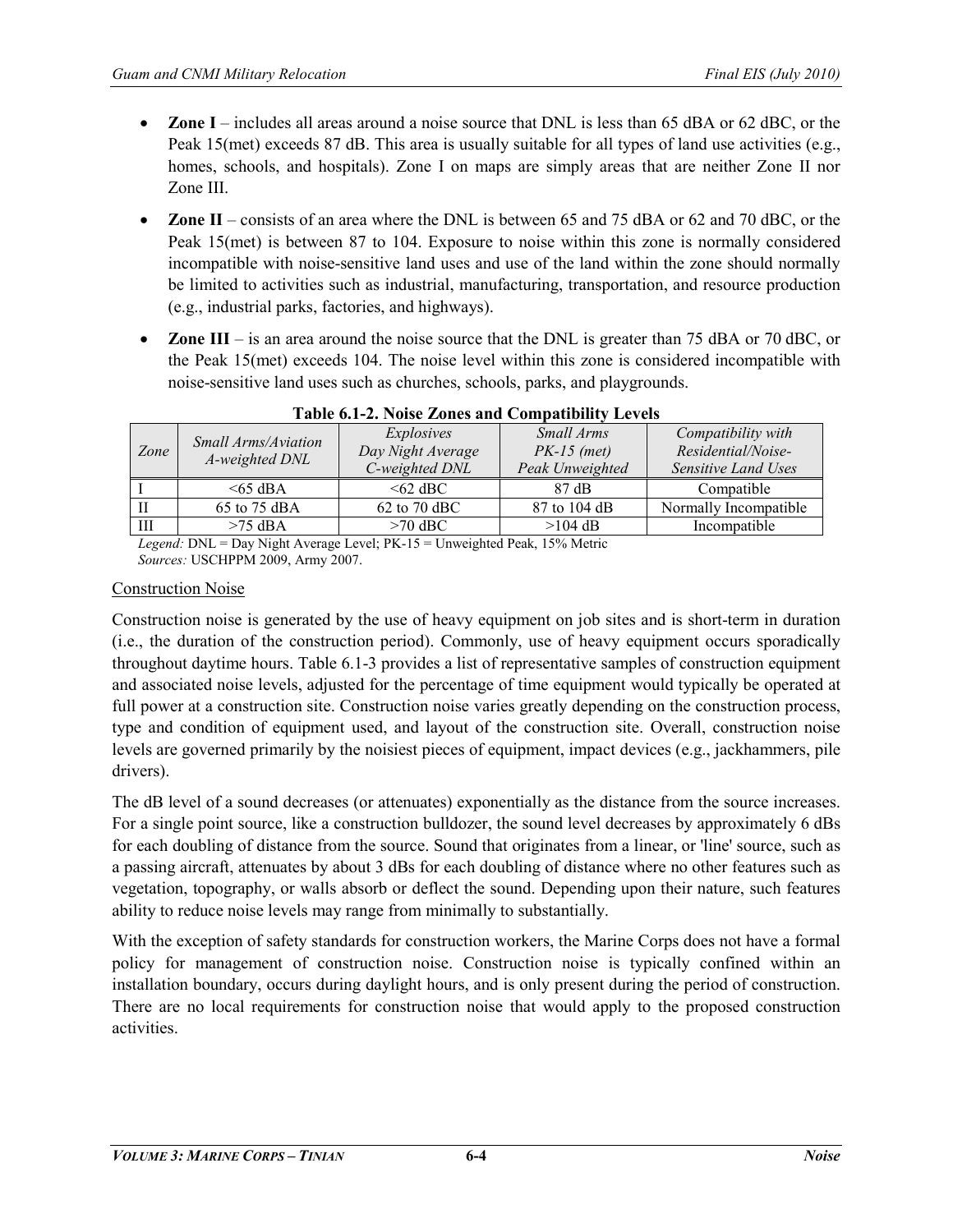- **Zone I** – includes all areas around a noise source that DNL is less than 65 dBA or 62 dBC, or the Peak 15(met) exceeds 87 dB. This area is usually suitable for all types of land use activities (e.g., homes, schools, and hospitals). Zone I on maps are simply areas that are neither Zone II nor Zone III.
- **Zone II** – consists of an area where the DNL is between 65 and 75 dBA or 62 and 70 dBC, or the Peak 15(met) is between 87 to 104. Exposure to noise within this zone is normally considered incompatible with noise-sensitive land uses and use of the land within the zone should normally be limited to activities such as industrial, manufacturing, transportation, and resource production (e.g., industrial parks, factories, and highways).
- **Zone III** – is an area around the noise source that the DNL is greater than 75 dBA or 70 dBC, or the Peak 15(met) exceeds 104. The noise level within this zone is considered incompatible with noise-sensitive land uses such as churches, schools, parks, and playgrounds.

**Table 6.1-2. Noise Zones and Compatibility Levels**

| *Zone* | *Small Arms/Aviation A-weighted DNL* | *Explosives Day Night Average C-weighted DNL* | *Small Arms PK-15 (met) Peak Unweighted* | *Compatibility with Residential/Noise-Sensitive Land Uses* |
|---|---|---|---|---|
| I | <65 dBA | <62 dBC | 87 dB | Compatible |
| II | 65 to 75 dBA | 62 to 70 dBC | 87 to 104 dB | Normally Incompatible |
| III | >75 dBA | >70 dBC | >104 dB | Incompatible |

*Legend:* DNL = Day Night Average Level; PK-15 = Unweighted Peak, 15% Metric
*Sources:* USCHPPM 2009, Army 2007.

Construction Noise

Construction noise is generated by the use of heavy equipment on job sites and is short-term in duration (i.e., the duration of the construction period). Commonly, use of heavy equipment occurs sporadically throughout daytime hours. Table 6.1-3 provides a list of representative samples of construction equipment and associated noise levels, adjusted for the percentage of time equipment would typically be operated at full power at a construction site. Construction noise varies greatly depending on the construction process, type and condition of equipment used, and layout of the construction site. Overall, construction noise levels are governed primarily by the noisiest pieces of equipment, impact devices (e.g., jackhammers, pile drivers).

The dB level of a sound decreases (or attenuates) exponentially as the distance from the source increases. For a single point source, like a construction bulldozer, the sound level decreases by approximately 6 dBs for each doubling of distance from the source. Sound that originates from a linear, or 'line' source, such as a passing aircraft, attenuates by about 3 dBs for each doubling of distance where no other features such as vegetation, topography, or walls absorb or deflect the sound. Depending upon their nature, such features ability to reduce noise levels may range from minimally to substantially.

With the exception of safety standards for construction workers, the Marine Corps does not have a formal policy for management of construction noise. Construction noise is typically confined within an installation boundary, occurs during daylight hours, and is only present during the period of construction. There are no local requirements for construction noise that would apply to the proposed construction activities.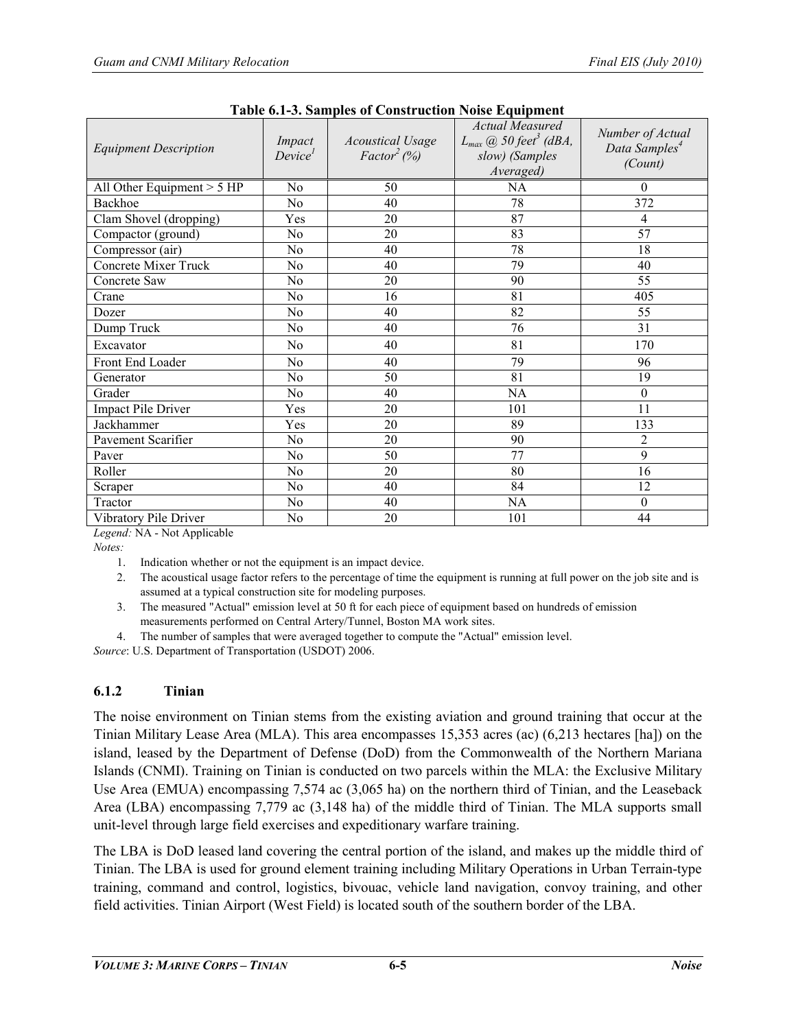**Table 6.1-3. Samples of Construction Noise Equipment**

| *Equipment Description* | *Impact Device*[1] | *Acoustical Usage Factor*[2] *(%)* | *Actual Measured* $L_{max}$ *@ 50 feet*[3] *(dBA, slow) (Samples Averaged)* | *Number of Actual Data Samples*[4] *(Count)* |
|---|---|---|---|---|
| All Other Equipment > 5 HP | No | 50 | NA | 0 |
| Backhoe | No | 40 | 78 | 372 |
| Clam Shovel (dropping) | Yes | 20 | 87 | 4 |
| Compactor (ground) | No | 20 | 83 | 57 |
| Compressor (air) | No | 40 | 78 | 18 |
| Concrete Mixer Truck | No | 40 | 79 | 40 |
| Concrete Saw | No | 20 | 90 | 55 |
| Crane | No | 16 | 81 | 405 |
| Dozer | No | 40 | 82 | 55 |
| Dump Truck | No | 40 | 76 | 31 |
| Excavator | No | 40 | 81 | 170 |
| Front End Loader | No | 40 | 79 | 96 |
| Generator | No | 50 | 81 | 19 |
| Grader | No | 40 | NA | 0 |
| Impact Pile Driver | Yes | 20 | 101 | 11 |
| Jackhammer | Yes | 20 | 89 | 133 |
| Pavement Scarifier | No | 20 | 90 | 2 |
| Paver | No | 50 | 77 | 9 |
| Roller | No | 20 | 80 | 16 |
| Scraper | No | 40 | 84 | 12 |
| Tractor | No | 40 | NA | 0 |
| Vibratory Pile Driver | No | 20 | 101 | 44 |

*Legend:* NA - Not Applicable

*Notes:*

1. Indication whether or not the equipment is an impact device.
2. The acoustical usage factor refers to the percentage of time the equipment is running at full power on the job site and is assumed at a typical construction site for modeling purposes.
3. The measured "Actual" emission level at 50 ft for each piece of equipment based on hundreds of emission measurements performed on Central Artery/Tunnel, Boston MA work sites.
4. The number of samples that were averaged together to compute the "Actual" emission level.

*Source*: U.S. Department of Transportation (USDOT) 2006.

### 6.1.2 Tinian

The noise environment on Tinian stems from the existing aviation and ground training that occur at the Tinian Military Lease Area (MLA). This area encompasses 15,353 acres (ac) (6,213 hectares [ha]) on the island, leased by the Department of Defense (DoD) from the Commonwealth of the Northern Mariana Islands (CNMI). Training on Tinian is conducted on two parcels within the MLA: the Exclusive Military Use Area (EMUA) encompassing 7,574 ac (3,065 ha) on the northern third of Tinian, and the Leaseback Area (LBA) encompassing 7,779 ac (3,148 ha) of the middle third of Tinian. The MLA supports small unit-level through large field exercises and expeditionary warfare training.

The LBA is DoD leased land covering the central portion of the island, and makes up the middle third of Tinian. The LBA is used for ground element training including Military Operations in Urban Terrain-type training, command and control, logistics, bivouac, vehicle land navigation, convoy training, and other field activities. Tinian Airport (West Field) is located south of the southern border of the LBA.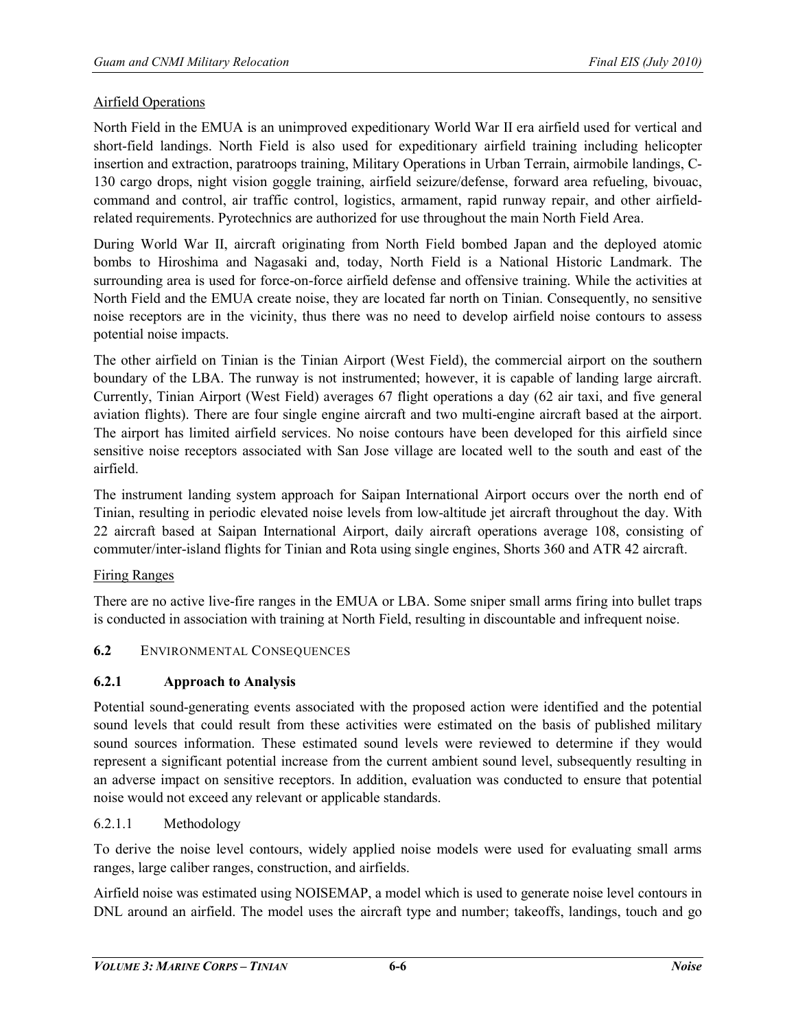Airfield Operations

North Field in the EMUA is an unimproved expeditionary World War II era airfield used for vertical and short-field landings. North Field is also used for expeditionary airfield training including helicopter insertion and extraction, paratroops training, Military Operations in Urban Terrain, airmobile landings, C-130 cargo drops, night vision goggle training, airfield seizure/defense, forward area refueling, bivouac, command and control, air traffic control, logistics, armament, rapid runway repair, and other airfield-related requirements. Pyrotechnics are authorized for use throughout the main North Field Area.

During World War II, aircraft originating from North Field bombed Japan and the deployed atomic bombs to Hiroshima and Nagasaki and, today, North Field is a National Historic Landmark. The surrounding area is used for force-on-force airfield defense and offensive training. While the activities at North Field and the EMUA create noise, they are located far north on Tinian. Consequently, no sensitive noise receptors are in the vicinity, thus there was no need to develop airfield noise contours to assess potential noise impacts.

The other airfield on Tinian is the Tinian Airport (West Field), the commercial airport on the southern boundary of the LBA. The runway is not instrumented; however, it is capable of landing large aircraft. Currently, Tinian Airport (West Field) averages 67 flight operations a day (62 air taxi, and five general aviation flights). There are four single engine aircraft and two multi-engine aircraft based at the airport. The airport has limited airfield services. No noise contours have been developed for this airfield since sensitive noise receptors associated with San Jose village are located well to the south and east of the airfield.

The instrument landing system approach for Saipan International Airport occurs over the north end of Tinian, resulting in periodic elevated noise levels from low-altitude jet aircraft throughout the day. With 22 aircraft based at Saipan International Airport, daily aircraft operations average 108, consisting of commuter/inter-island flights for Tinian and Rota using single engines, Shorts 360 and ATR 42 aircraft.

Firing Ranges

There are no active live-fire ranges in the EMUA or LBA. Some sniper small arms firing into bullet traps is conducted in association with training at North Field, resulting in discountable and infrequent noise.

## 6.2 ENVIRONMENTAL CONSEQUENCES

### 6.2.1 Approach to Analysis

Potential sound-generating events associated with the proposed action were identified and the potential sound levels that could result from these activities were estimated on the basis of published military sound sources information. These estimated sound levels were reviewed to determine if they would represent a significant potential increase from the current ambient sound level, subsequently resulting in an adverse impact on sensitive receptors. In addition, evaluation was conducted to ensure that potential noise would not exceed any relevant or applicable standards.

#### 6.2.1.1 Methodology

To derive the noise level contours, widely applied noise models were used for evaluating small arms ranges, large caliber ranges, construction, and airfields.

Airfield noise was estimated using NOISEMAP, a model which is used to generate noise level contours in DNL around an airfield. The model uses the aircraft type and number; takeoffs, landings, touch and go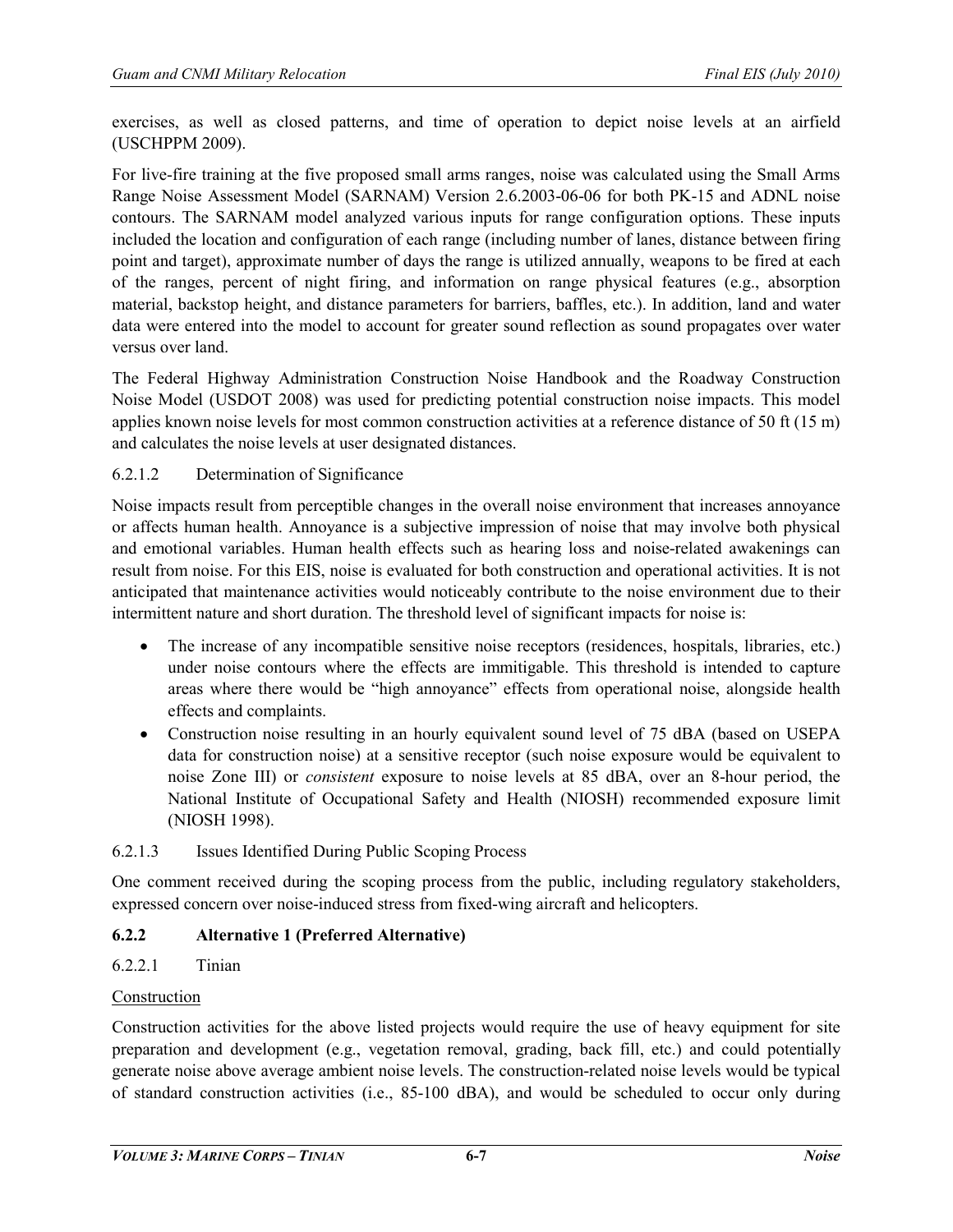exercises, as well as closed patterns, and time of operation to depict noise levels at an airfield (USCHPPM 2009).

For live-fire training at the five proposed small arms ranges, noise was calculated using the Small Arms Range Noise Assessment Model (SARNAM) Version 2.6.2003-06-06 for both PK-15 and ADNL noise contours. The SARNAM model analyzed various inputs for range configuration options. These inputs included the location and configuration of each range (including number of lanes, distance between firing point and target), approximate number of days the range is utilized annually, weapons to be fired at each of the ranges, percent of night firing, and information on range physical features (e.g., absorption material, backstop height, and distance parameters for barriers, baffles, etc.). In addition, land and water data were entered into the model to account for greater sound reflection as sound propagates over water versus over land.

The Federal Highway Administration Construction Noise Handbook and the Roadway Construction Noise Model (USDOT 2008) was used for predicting potential construction noise impacts. This model applies known noise levels for most common construction activities at a reference distance of 50 ft (15 m) and calculates the noise levels at user designated distances.

#### 6.2.1.2 Determination of Significance

Noise impacts result from perceptible changes in the overall noise environment that increases annoyance or affects human health. Annoyance is a subjective impression of noise that may involve both physical and emotional variables. Human health effects such as hearing loss and noise-related awakenings can result from noise. For this EIS, noise is evaluated for both construction and operational activities. It is not anticipated that maintenance activities would noticeably contribute to the noise environment due to their intermittent nature and short duration. The threshold level of significant impacts for noise is:

- The increase of any incompatible sensitive noise receptors (residences, hospitals, libraries, etc.) under noise contours where the effects are immitigable. This threshold is intended to capture areas where there would be "high annoyance" effects from operational noise, alongside health effects and complaints.
- Construction noise resulting in an hourly equivalent sound level of 75 dBA (based on USEPA data for construction noise) at a sensitive receptor (such noise exposure would be equivalent to noise Zone III) or *consistent* exposure to noise levels at 85 dBA, over an 8-hour period, the National Institute of Occupational Safety and Health (NIOSH) recommended exposure limit (NIOSH 1998).

#### 6.2.1.3 Issues Identified During Public Scoping Process

One comment received during the scoping process from the public, including regulatory stakeholders, expressed concern over noise-induced stress from fixed-wing aircraft and helicopters.

### 6.2.2 Alternative 1 (Preferred Alternative)

#### 6.2.2.1 Tinian

Construction

Construction activities for the above listed projects would require the use of heavy equipment for site preparation and development (e.g., vegetation removal, grading, back fill, etc.) and could potentially generate noise above average ambient noise levels. The construction-related noise levels would be typical of standard construction activities (i.e., 85-100 dBA), and would be scheduled to occur only during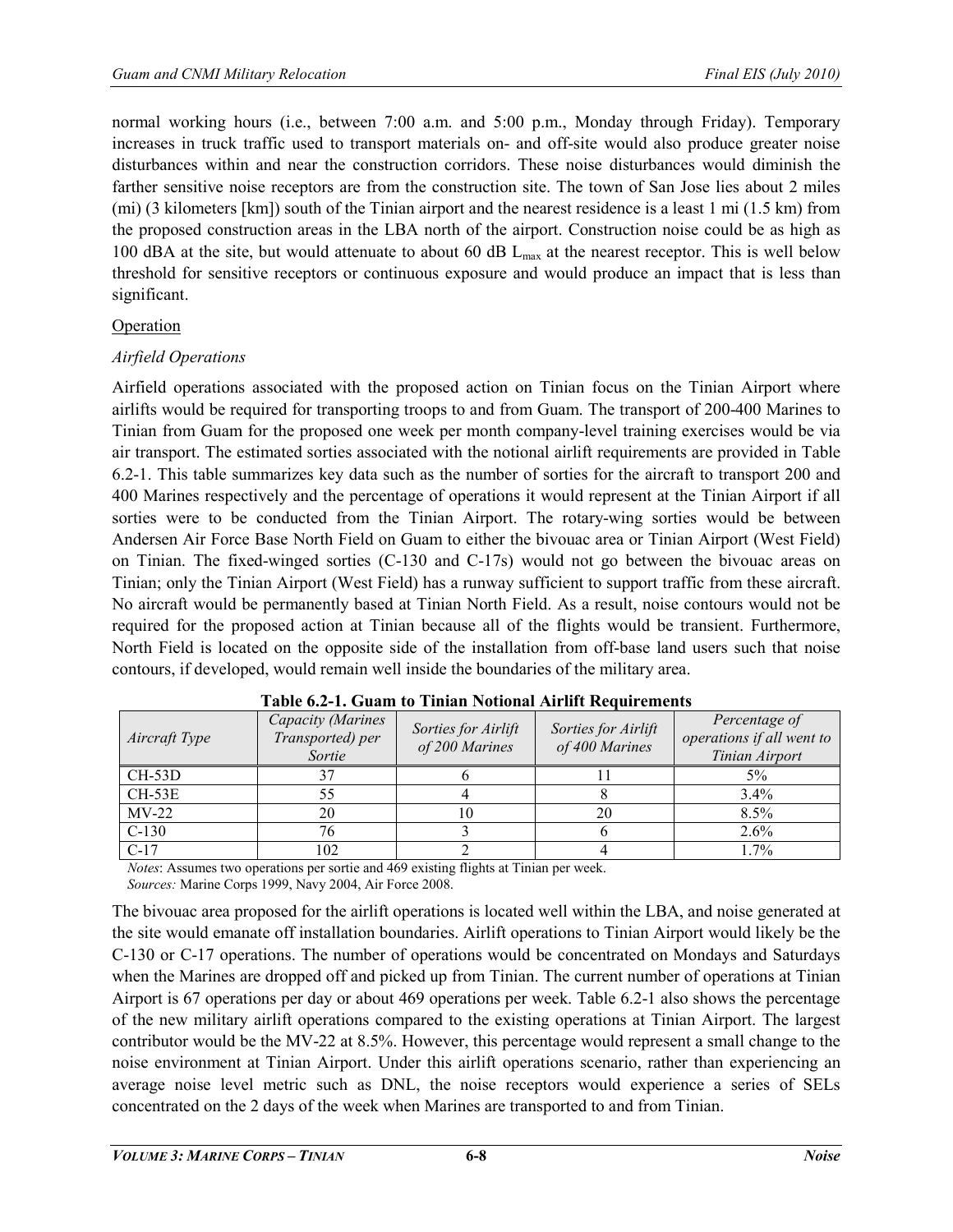normal working hours (i.e., between 7:00 a.m. and 5:00 p.m., Monday through Friday). Temporary increases in truck traffic used to transport materials on- and off-site would also produce greater noise disturbances within and near the construction corridors. These noise disturbances would diminish the farther sensitive noise receptors are from the construction site. The town of San Jose lies about 2 miles (mi) (3 kilometers [km]) south of the Tinian airport and the nearest residence is a least 1 mi (1.5 km) from the proposed construction areas in the LBA north of the airport. Construction noise could be as high as 100 dBA at the site, but would attenuate to about 60 dB $L_{max}$ at the nearest receptor. This is well below threshold for sensitive receptors or continuous exposure and would produce an impact that is less than significant.

Operation

*Airfield Operations*

Airfield operations associated with the proposed action on Tinian focus on the Tinian Airport where airlifts would be required for transporting troops to and from Guam. The transport of 200-400 Marines to Tinian from Guam for the proposed one week per month company-level training exercises would be via air transport. The estimated sorties associated with the notional airlift requirements are provided in Table 6.2-1. This table summarizes key data such as the number of sorties for the aircraft to transport 200 and 400 Marines respectively and the percentage of operations it would represent at the Tinian Airport if all sorties were to be conducted from the Tinian Airport. The rotary-wing sorties would be between Andersen Air Force Base North Field on Guam to either the bivouac area or Tinian Airport (West Field) on Tinian. The fixed-winged sorties (C-130 and C-17s) would not go between the bivouac areas on Tinian; only the Tinian Airport (West Field) has a runway sufficient to support traffic from these aircraft. No aircraft would be permanently based at Tinian North Field. As a result, noise contours would not be required for the proposed action at Tinian because all of the flights would be transient. Furthermore, North Field is located on the opposite side of the installation from off-base land users such that noise contours, if developed, would remain well inside the boundaries of the military area.

**Table 6.2-1. Guam to Tinian Notional Airlift Requirements**

| *Aircraft Type* | *Capacity (Marines Transported) per Sortie* | *Sorties for Airlift of 200 Marines* | *Sorties for Airlift of 400 Marines* | *Percentage of operations if all went to Tinian Airport* |
|---|---|---|---|---|
| CH-53D | 37 | 6 | 11 | 5% |
| CH-53E | 55 | 4 | 8 | 3.4% |
| MV-22 | 20 | 10 | 20 | 8.5% |
| C-130 | 76 | 3 | 6 | 2.6% |
| C-17 | 102 | 2 | 4 | 1.7% |

*Notes*: Assumes two operations per sortie and 469 existing flights at Tinian per week.
*Sources:* Marine Corps 1999, Navy 2004, Air Force 2008.

The bivouac area proposed for the airlift operations is located well within the LBA, and noise generated at the site would emanate off installation boundaries. Airlift operations to Tinian Airport would likely be the C-130 or C-17 operations. The number of operations would be concentrated on Mondays and Saturdays when the Marines are dropped off and picked up from Tinian. The current number of operations at Tinian Airport is 67 operations per day or about 469 operations per week. Table 6.2-1 also shows the percentage of the new military airlift operations compared to the existing operations at Tinian Airport. The largest contributor would be the MV-22 at 8.5%. However, this percentage would represent a small change to the noise environment at Tinian Airport. Under this airlift operations scenario, rather than experiencing an average noise level metric such as DNL, the noise receptors would experience a series of SELs concentrated on the 2 days of the week when Marines are transported to and from Tinian.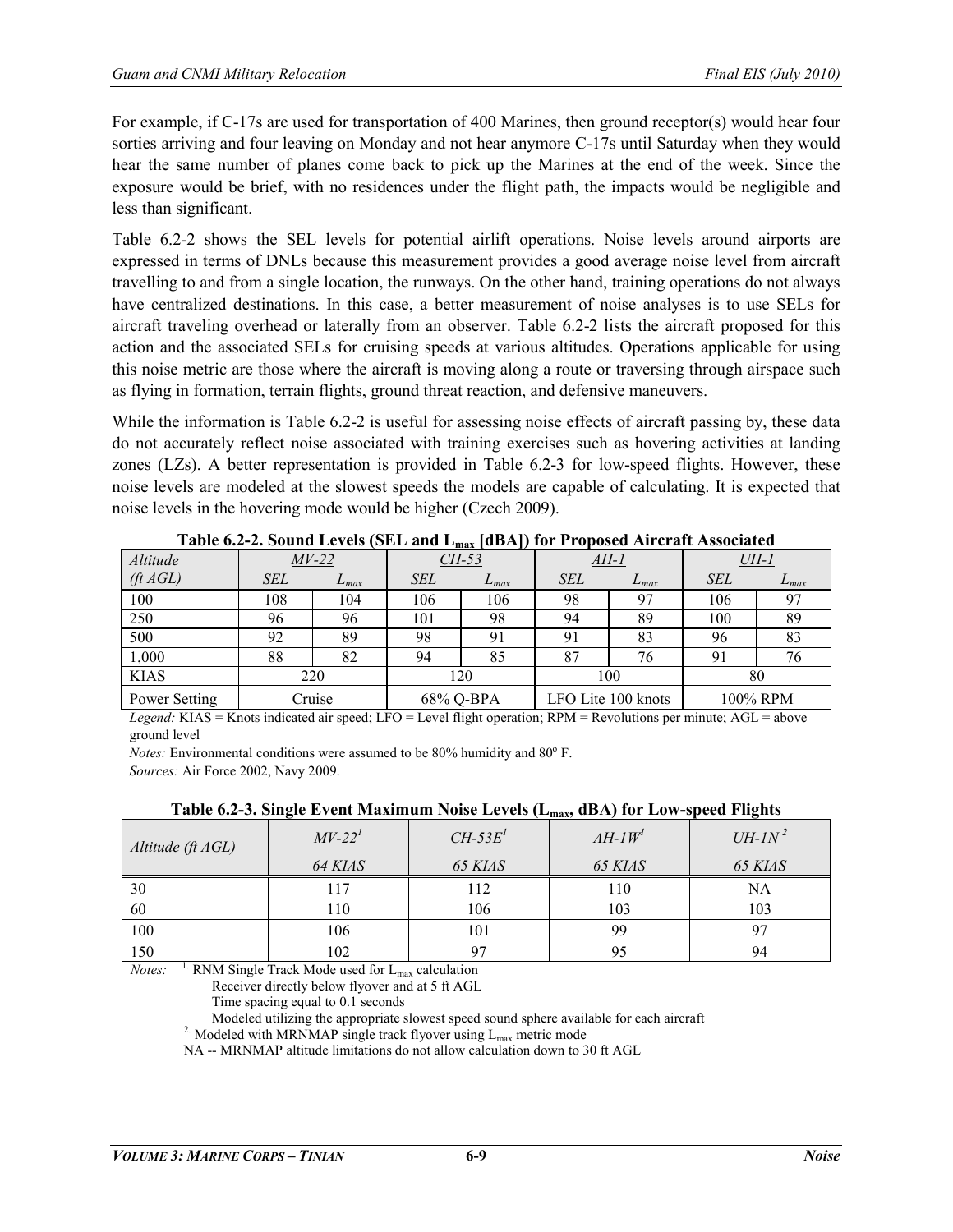For example, if C-17s are used for transportation of 400 Marines, then ground receptor(s) would hear four sorties arriving and four leaving on Monday and not hear anymore C-17s until Saturday when they would hear the same number of planes come back to pick up the Marines at the end of the week. Since the exposure would be brief, with no residences under the flight path, the impacts would be negligible and less than significant.

Table 6.2-2 shows the SEL levels for potential airlift operations. Noise levels around airports are expressed in terms of DNLs because this measurement provides a good average noise level from aircraft travelling to and from a single location, the runways. On the other hand, training operations do not always have centralized destinations. In this case, a better measurement of noise analyses is to use SELs for aircraft traveling overhead or laterally from an observer. Table 6.2-2 lists the aircraft proposed for this action and the associated SELs for cruising speeds at various altitudes. Operations applicable for using this noise metric are those where the aircraft is moving along a route or traversing through airspace such as flying in formation, terrain flights, ground threat reaction, and defensive maneuvers.

While the information is Table 6.2-2 is useful for assessing noise effects of aircraft passing by, these data do not accurately reflect noise associated with training exercises such as hovering activities at landing zones (LZs). A better representation is provided in Table 6.2-3 for low-speed flights. However, these noise levels are modeled at the slowest speeds the models are capable of calculating. It is expected that noise levels in the hovering mode would be higher (Czech 2009).

**Table 6.2-2. Sound Levels (SEL and $L_{max}$ [dBA]) for Proposed Aircraft Associated**

| *Altitude* | *MV-22* | | *CH-53* | | *AH-1* | | *UH-1* | |
|---|---|---|---|---|---|---|---|---|
| *(ft AGL)* | *SEL* | $L_{max}$ | *SEL* | $L_{max}$ | *SEL* | $L_{max}$ | *SEL* | $L_{max}$ |
| 100 | 108 | 104 | 106 | 106 | 98 | 97 | 106 | 97 |
| 250 | 96 | 96 | 101 | 98 | 94 | 89 | 100 | 89 |
| 500 | 92 | 89 | 98 | 91 | 91 | 83 | 96 | 83 |
| 1,000 | 88 | 82 | 94 | 85 | 87 | 76 | 91 | 76 |
| KIAS | 220 | | 120 | | 100 | | 80 | |
| Power Setting | Cruise | | 68% Q-BPA | | LFO Lite 100 knots | | 100% RPM | |

*Legend:* KIAS = Knots indicated air speed; LFO = Level flight operation; RPM = Revolutions per minute; AGL = above ground level

*Notes:* Environmental conditions were assumed to be 80% humidity and 80º F.

*Sources:* Air Force 2002, Navy 2009.

**Table 6.2-3. Single Event Maximum Noise Levels ($L_{max}$, dBA) for Low-speed Flights**

| *Altitude (ft AGL)* | *MV-22*[1] | *CH-53E*[1] | *AH-1W*[1] | *UH-1N*[2] |
|---|---|---|---|---|
| | *64 KIAS* | *65 KIAS* | *65 KIAS* | *65 KIAS* |
| 30 | 117 | 112 | 110 | NA |
| 60 | 110 | 106 | 103 | 103 |
| 100 | 106 | 101 | 99 | 97 |
| 150 | 102 | 97 | 95 | 94 |

*Notes:* [1] RNM Single Track Mode used for $L_{max}$ calculation
Receiver directly below flyover and at 5 ft AGL
Time spacing equal to 0.1 seconds
Modeled utilizing the appropriate slowest speed sound sphere available for each aircraft
[2] Modeled with MRNMAP single track flyover using $L_{max}$ metric mode
NA -- MRNMAP altitude limitations do not allow calculation down to 30 ft AGL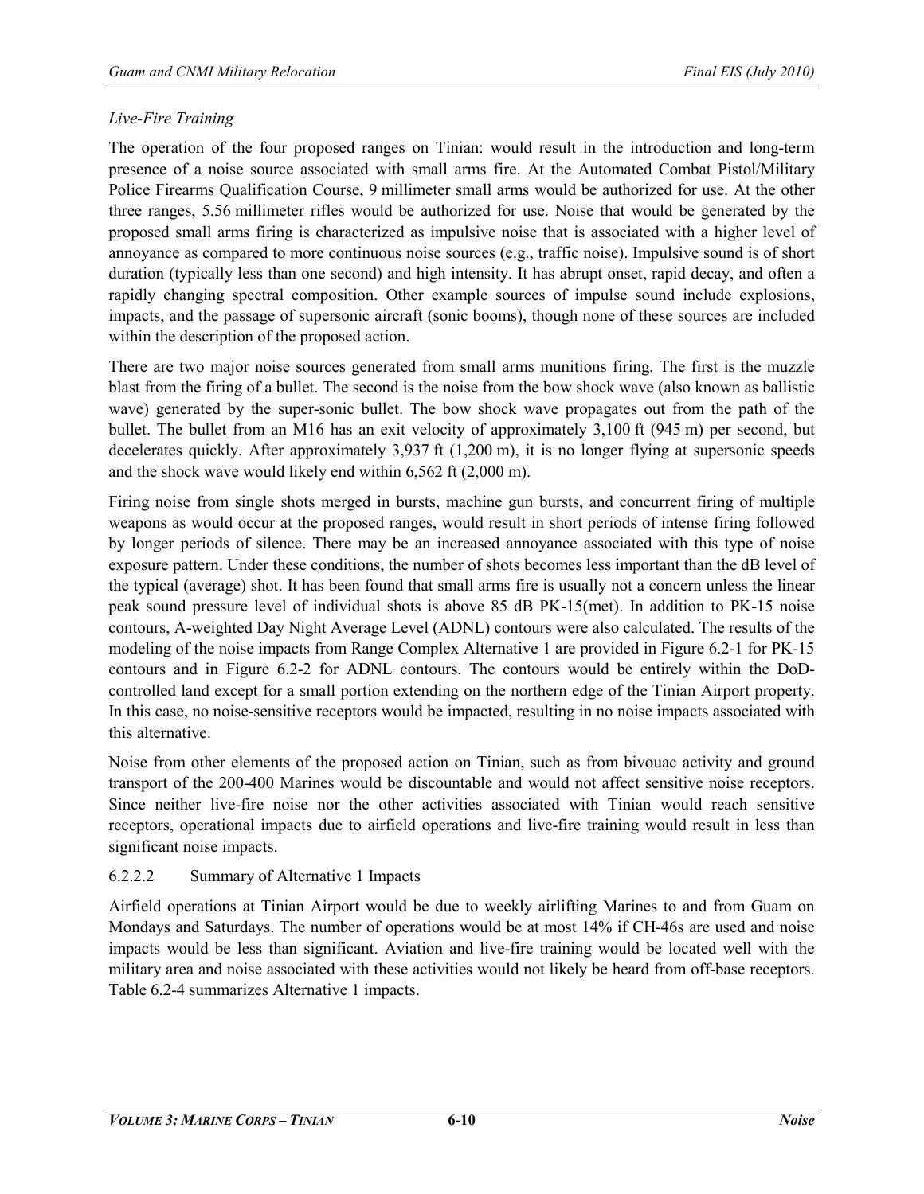*Live-Fire Training*

The operation of the four proposed ranges on Tinian: would result in the introduction and long-term presence of a noise source associated with small arms fire. At the Automated Combat Pistol/Military Police Firearms Qualification Course, 9 millimeter small arms would be authorized for use. At the other three ranges, 5.56 millimeter rifles would be authorized for use. Noise that would be generated by the proposed small arms firing is characterized as impulsive noise that is associated with a higher level of annoyance as compared to more continuous noise sources (e.g., traffic noise). Impulsive sound is of short duration (typically less than one second) and high intensity. It has abrupt onset, rapid decay, and often a rapidly changing spectral composition. Other example sources of impulse sound include explosions, impacts, and the passage of supersonic aircraft (sonic booms), though none of these sources are included within the description of the proposed action.

There are two major noise sources generated from small arms munitions firing. The first is the muzzle blast from the firing of a bullet. The second is the noise from the bow shock wave (also known as ballistic wave) generated by the super-sonic bullet. The bow shock wave propagates out from the path of the bullet. The bullet from an M16 has an exit velocity of approximately 3,100 ft (945 m) per second, but decelerates quickly. After approximately 3,937 ft (1,200 m), it is no longer flying at supersonic speeds and the shock wave would likely end within 6,562 ft (2,000 m).

Firing noise from single shots merged in bursts, machine gun bursts, and concurrent firing of multiple weapons as would occur at the proposed ranges, would result in short periods of intense firing followed by longer periods of silence. There may be an increased annoyance associated with this type of noise exposure pattern. Under these conditions, the number of shots becomes less important than the dB level of the typical (average) shot. It has been found that small arms fire is usually not a concern unless the linear peak sound pressure level of individual shots is above 85 dB PK-15(met). In addition to PK-15 noise contours, A-weighted Day Night Average Level (ADNL) contours were also calculated. The results of the modeling of the noise impacts from Range Complex Alternative 1 are provided in Figure 6.2-1 for PK-15 contours and in Figure 6.2-2 for ADNL contours. The contours would be entirely within the DoD-controlled land except for a small portion extending on the northern edge of the Tinian Airport property. In this case, no noise-sensitive receptors would be impacted, resulting in no noise impacts associated with this alternative.

Noise from other elements of the proposed action on Tinian, such as from bivouac activity and ground transport of the 200-400 Marines would be discountable and would not affect sensitive noise receptors. Since neither live-fire noise nor the other activities associated with Tinian would reach sensitive receptors, operational impacts due to airfield operations and live-fire training would result in less than significant noise impacts.

#### 6.2.2.2 Summary of Alternative 1 Impacts

Airfield operations at Tinian Airport would be due to weekly airlifting Marines to and from Guam on Mondays and Saturdays. The number of operations would be at most 14% if CH-46s are used and noise impacts would be less than significant. Aviation and live-fire training would be located well with the military area and noise associated with these activities would not likely be heard from off-base receptors. Table 6.2-4 summarizes Alternative 1 impacts.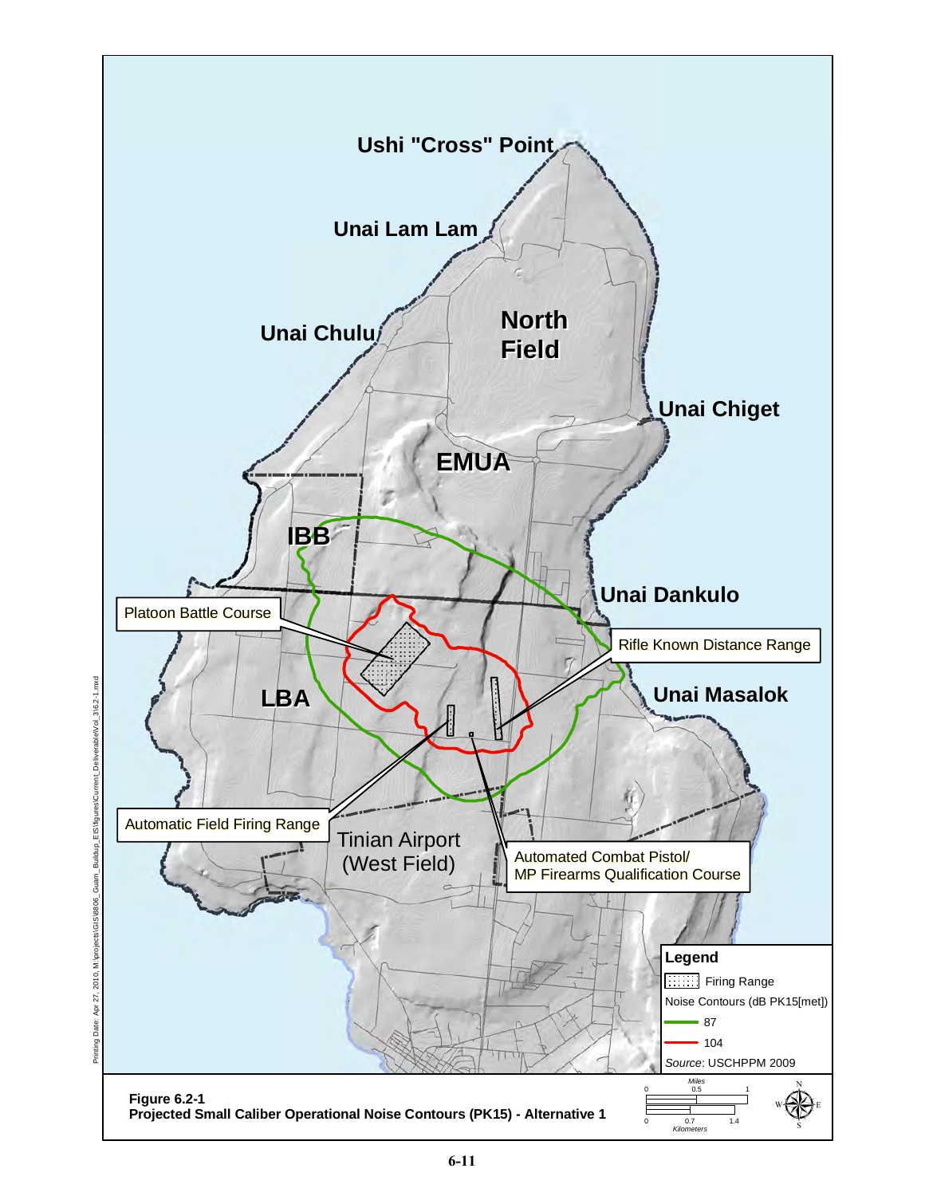Ushi "Cross" Point

Unai Lam Lam

Unai Chulu

North Field

Unai Chiget

EMUA

IBB

Unai Dankulo

Platoon Battle Course

Rifle Known Distance Range

LBA

Unai Masalok

Automatic Field Firing Range

Tinian Airport (West Field)

Automated Combat Pistol/ MP Firearms Qualification Course

**Legend**

Firing Range

Noise Contours (dB PK15[met])

87

104

*Source*: USCHPPM 2009

**Figure 6.2-1**
**Projected Small Caliber Operational Noise Contours (PK15) - Alternative 1**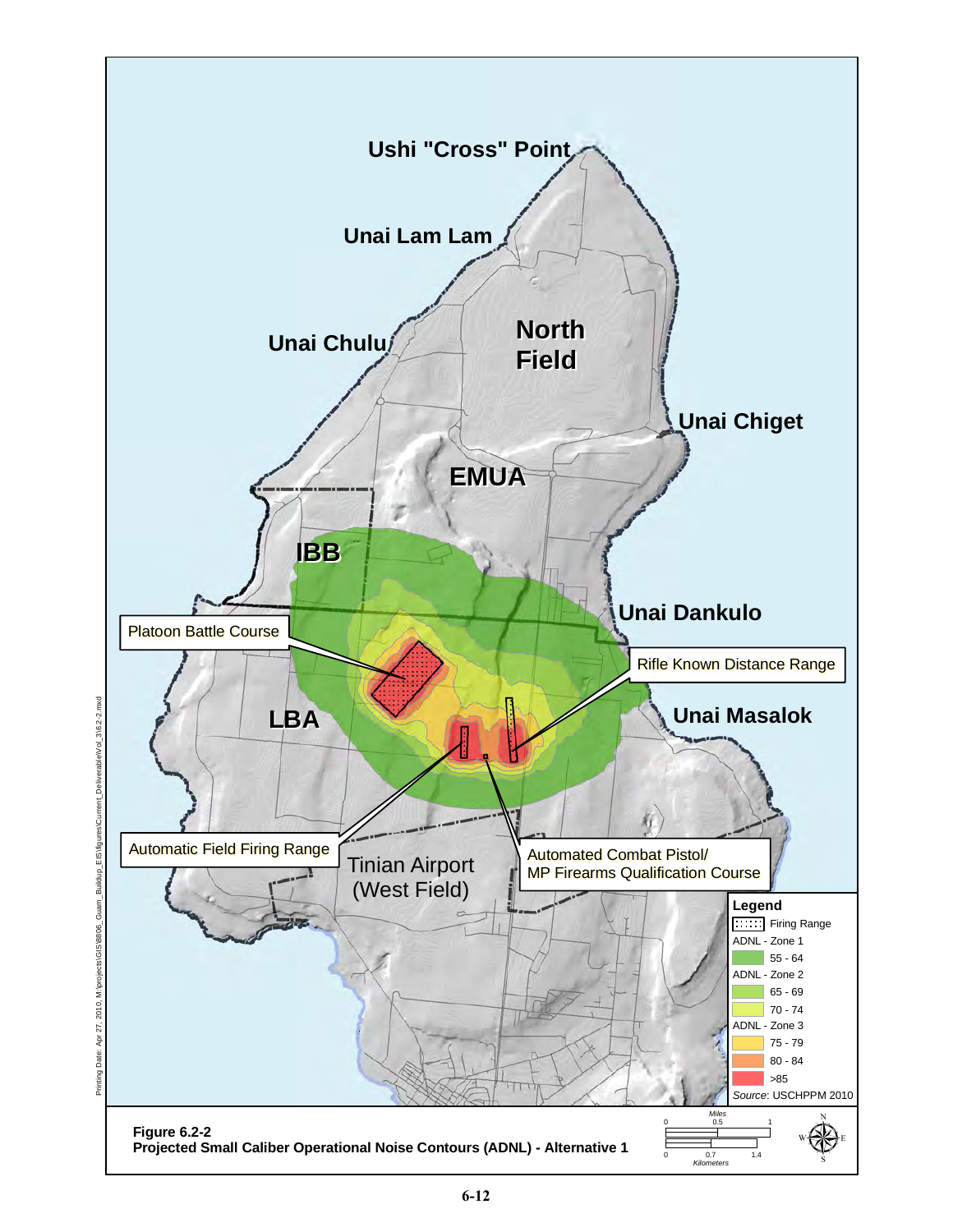Ushi "Cross" Point

Unai Lam Lam

Unai Chulu

North Field

Unai Chiget

EMUA

IBB

Unai Dankulo

Platoon Battle Course

Rifle Known Distance Range

LBA

Unai Masalok

Automatic Field Firing Range

Tinian Airport (West Field)

Automated Combat Pistol/ MP Firearms Qualification Course

**Legend**

| Symbol | Description |
| --- | --- |
| Firing Range | Firing Range |
| ADNL - Zone 1 | |
| | 55 - 64 |
| ADNL - Zone 2 | |
| | 65 - 69 |
| | 70 - 74 |
| ADNL - Zone 3 | |
| | 75 - 79 |
| | 80 - 84 |
| | >85 |

Source: USCHPPM 2010

Printing Date: Apr 27, 2010, M:\projects\GIS\8806_Guam_Buildup_EIS\figures\Current_Deliverable\Vol_3\6.2-2.mxd

Miles: 0, 0.5, 1

Kilometers: 0, 0.7, 1.4

**Figure 6.2-2**
**Projected Small Caliber Operational Noise Contours (ADNL) - Alternative 1**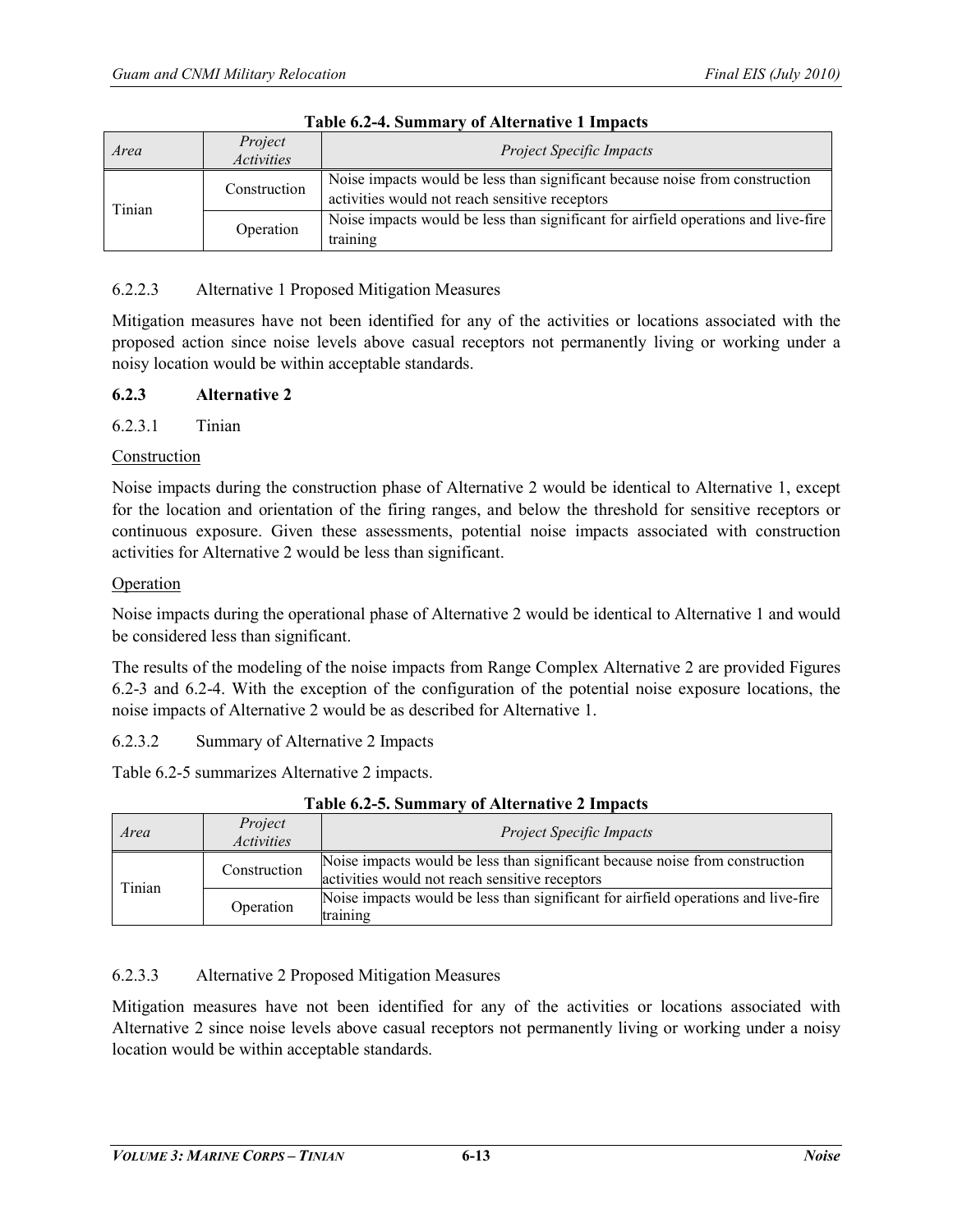**Table 6.2-4. Summary of Alternative 1 Impacts**

| *Area* | *Project Activities* | *Project Specific Impacts* |
|---|---|---|
| Tinian | Construction | Noise impacts would be less than significant because noise from construction activities would not reach sensitive receptors |
| | Operation | Noise impacts would be less than significant for airfield operations and live-fire training |

6.2.2.3 Alternative 1 Proposed Mitigation Measures

Mitigation measures have not been identified for any of the activities or locations associated with the proposed action since noise levels above casual receptors not permanently living or working under a noisy location would be within acceptable standards.

### 6.2.3 Alternative 2

6.2.3.1 Tinian

Construction

Noise impacts during the construction phase of Alternative 2 would be identical to Alternative 1, except for the location and orientation of the firing ranges, and below the threshold for sensitive receptors or continuous exposure. Given these assessments, potential noise impacts associated with construction activities for Alternative 2 would be less than significant.

Operation

Noise impacts during the operational phase of Alternative 2 would be identical to Alternative 1 and would be considered less than significant.

The results of the modeling of the noise impacts from Range Complex Alternative 2 are provided Figures 6.2-3 and 6.2-4. With the exception of the configuration of the potential noise exposure locations, the noise impacts of Alternative 2 would be as described for Alternative 1.

6.2.3.2 Summary of Alternative 2 Impacts

Table 6.2-5 summarizes Alternative 2 impacts.

**Table 6.2-5. Summary of Alternative 2 Impacts**

| *Area* | *Project Activities* | *Project Specific Impacts* |
|---|---|---|
| Tinian | Construction | Noise impacts would be less than significant because noise from construction activities would not reach sensitive receptors |
| | Operation | Noise impacts would be less than significant for airfield operations and live-fire training |

6.2.3.3 Alternative 2 Proposed Mitigation Measures

Mitigation measures have not been identified for any of the activities or locations associated with Alternative 2 since noise levels above casual receptors not permanently living or working under a noisy location would be within acceptable standards.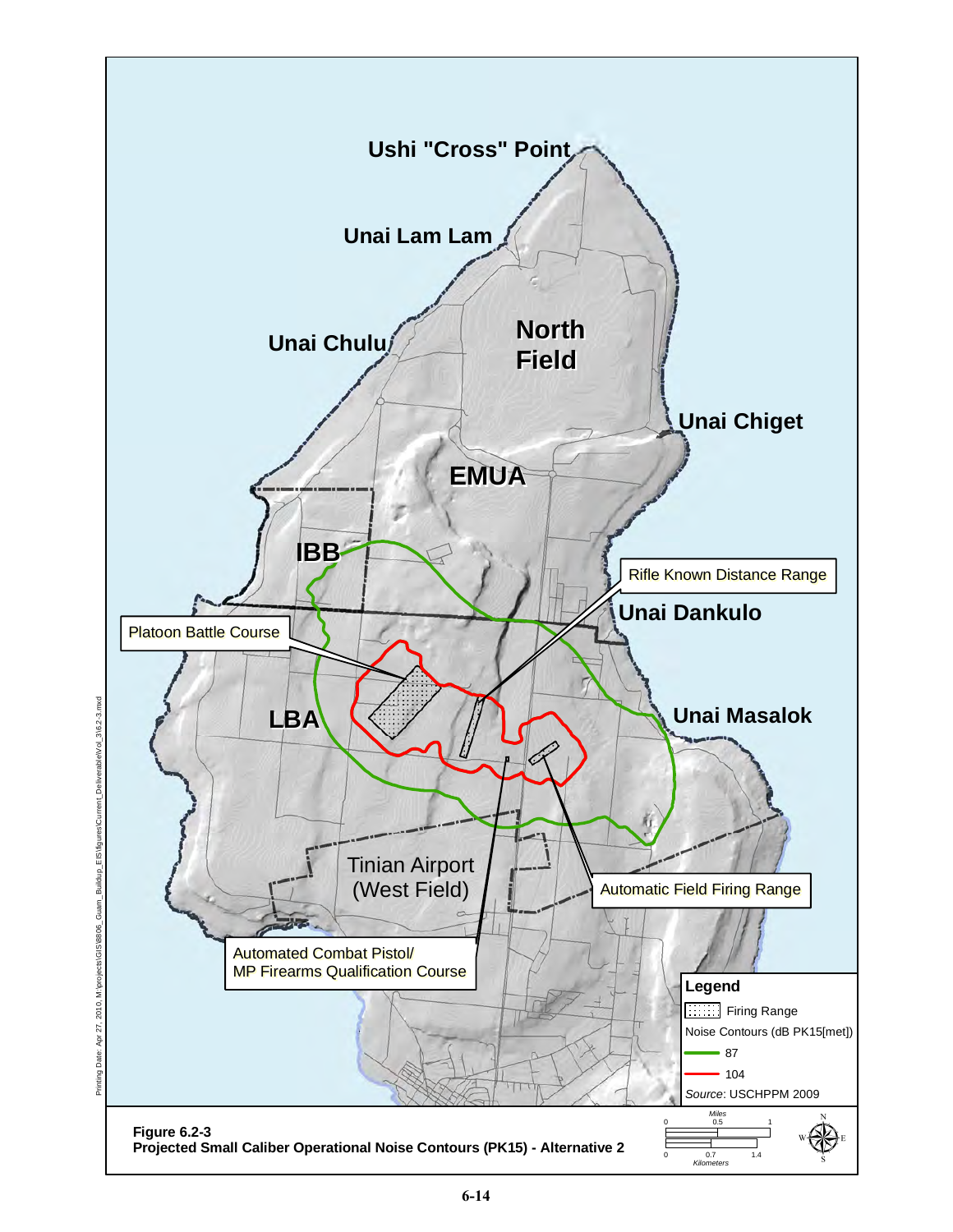Ushi "Cross" Point

Unai Lam Lam

Unai Chulu

North Field

Unai Chiget

EMUA

IBB

Rifle Known Distance Range

Unai Dankulo

Platoon Battle Course

LBA

Unai Masalok

Tinian Airport (West Field)

Automatic Field Firing Range

Automated Combat Pistol/ MP Firearms Qualification Course

**Legend**

Firing Range

Noise Contours (dB PK15[met])

87

104

*Source*: USCHPPM 2009

Printing Date: Apr 27, 2010, M:\projects\GIS\8806_Guam_Buildup_EIS\figures\Current_Deliverable\Vol_3\6.2-3.mxd

**Figure 6.2-3**
**Projected Small Caliber Operational Noise Contours (PK15) - Alternative 2**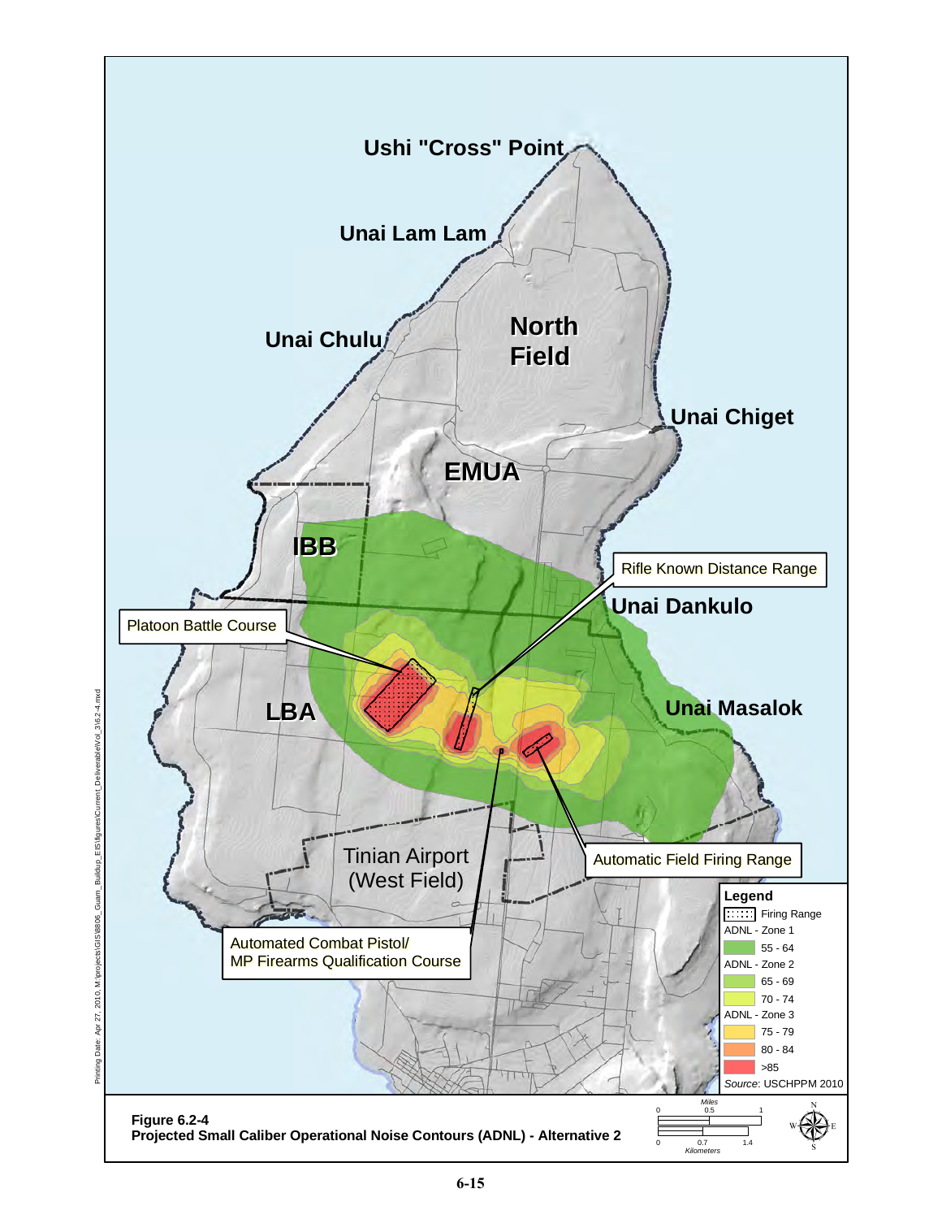**Figure 6.2-4**
**Projected Small Caliber Operational Noise Contours (ADNL) - Alternative 2**

Ushi "Cross" Point

Unai Lam Lam

Unai Chulu

North Field

Unai Chiget

EMUA

IBB

Rifle Known Distance Range

Unai Dankulo

Platoon Battle Course

LBA

Unai Masalok

Tinian Airport (West Field)

Automatic Field Firing Range

Automated Combat Pistol/ MP Firearms Qualification Course

**Legend**

- Firing Range
- ADNL - Zone 1
  - 55 - 64
- ADNL - Zone 2
  - 65 - 69
  - 70 - 74
- ADNL - Zone 3
  - 75 - 79
  - 80 - 84
  - >85

*Source*: USCHPPM 2010

*Miles*: 0, 0.5, 1

*Kilometers*: 0, 0.7, 1.4

Printing Date: Apr 27, 2010, M:\projects\GIS\8806_Guam_Buildup_EIS\figures\Current_Deliverable\Vol_3\6.2-4.mxd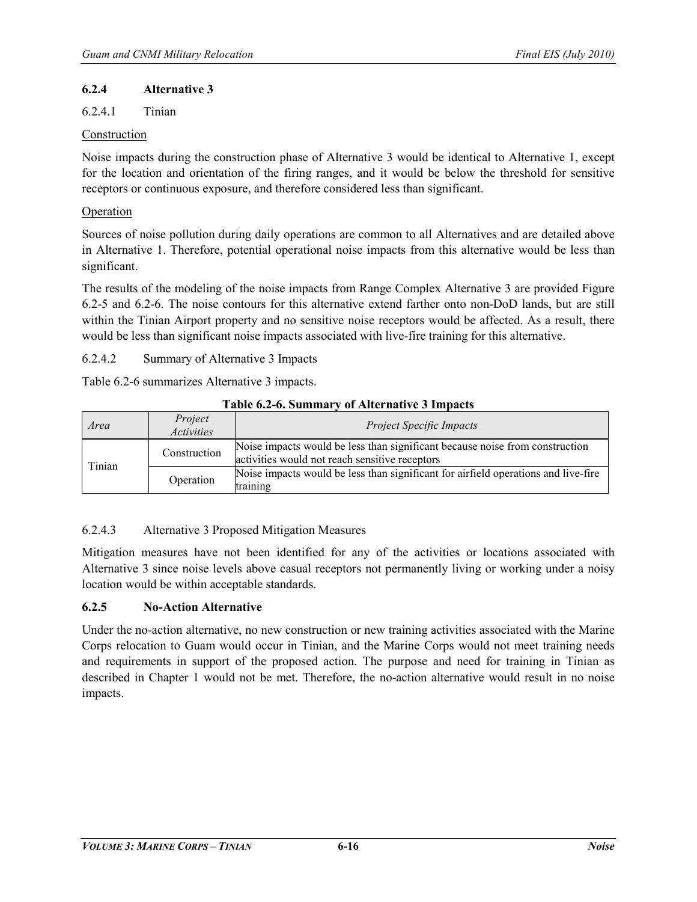### 6.2.4 Alternative 3

#### 6.2.4.1 Tinian

Construction

Noise impacts during the construction phase of Alternative 3 would be identical to Alternative 1, except for the location and orientation of the firing ranges, and it would be below the threshold for sensitive receptors or continuous exposure, and therefore considered less than significant.

Operation

Sources of noise pollution during daily operations are common to all Alternatives and are detailed above in Alternative 1. Therefore, potential operational noise impacts from this alternative would be less than significant.

The results of the modeling of the noise impacts from Range Complex Alternative 3 are provided Figure 6.2-5 and 6.2-6. The noise contours for this alternative extend farther onto non-DoD lands, but are still within the Tinian Airport property and no sensitive noise receptors would be affected. As a result, there would be less than significant noise impacts associated with live-fire training for this alternative.

#### 6.2.4.2 Summary of Alternative 3 Impacts

Table 6.2-6 summarizes Alternative 3 impacts.

**Table 6.2-6. Summary of Alternative 3 Impacts**

| *Area* | *Project Activities* | *Project Specific Impacts* |
|---|---|---|
| Tinian | Construction | Noise impacts would be less than significant because noise from construction activities would not reach sensitive receptors |
| | Operation | Noise impacts would be less than significant for airfield operations and live-fire training |

#### 6.2.4.3 Alternative 3 Proposed Mitigation Measures

Mitigation measures have not been identified for any of the activities or locations associated with Alternative 3 since noise levels above casual receptors not permanently living or working under a noisy location would be within acceptable standards.

### 6.2.5 No-Action Alternative

Under the no-action alternative, no new construction or new training activities associated with the Marine Corps relocation to Guam would occur in Tinian, and the Marine Corps would not meet training needs and requirements in support of the proposed action. The purpose and need for training in Tinian as described in Chapter 1 would not be met. Therefore, the no-action alternative would result in no noise impacts.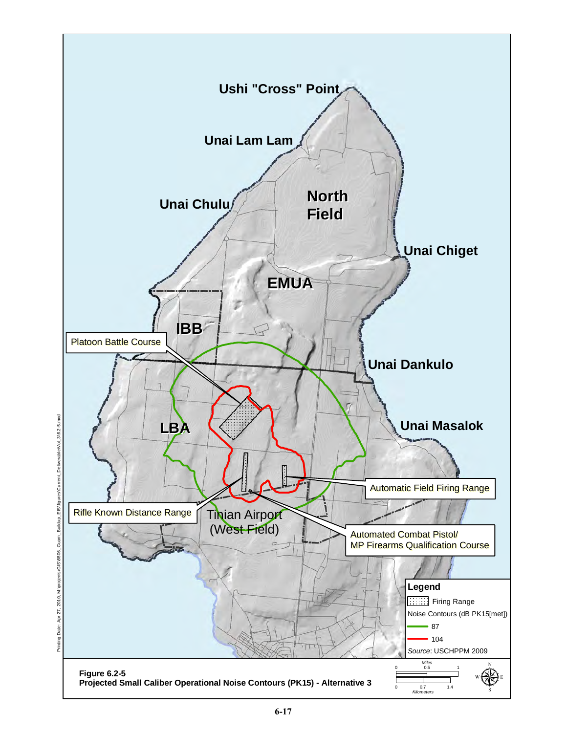Ushi "Cross" Point

Unai Lam Lam

Unai Chulu

North Field

Unai Chiget

EMUA

IBB

Platoon Battle Course

Unai Dankulo

LBA

Unai Masalok

Automatic Field Firing Range

Rifle Known Distance Range

Tinian Airport (West Field)

Automated Combat Pistol/ MP Firearms Qualification Course

**Legend**

Firing Range

Noise Contours (dB PK15[met])

87

104

*Source*: USCHPPM 2009

Printing Date: Apr 27, 2010, M:\projects\GIS\8806_Guam_Buildup_EIS\figures\Current_Deliverable\Vol_3\6.2-5.mxd

Miles: 0, 0.5, 1

Kilometers: 0, 0.7, 1.4

**Figure 6.2-5**
**Projected Small Caliber Operational Noise Contours (PK15) - Alternative 3**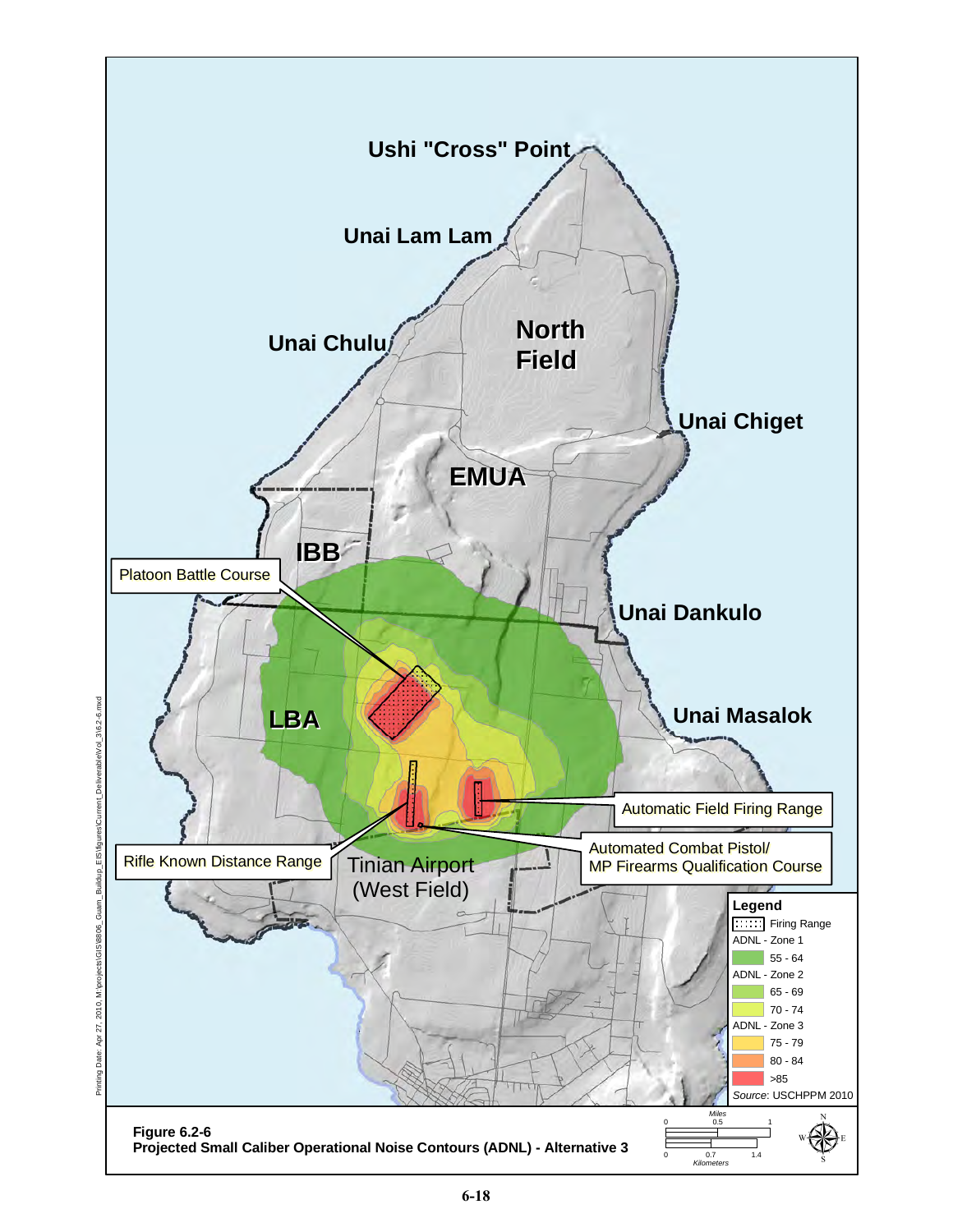**Figure 6.2-6**
**Projected Small Caliber Operational Noise Contours (ADNL) - Alternative 3**

Ushi "Cross" Point

Unai Lam Lam

Unai Chulu

North Field

Unai Chiget

EMUA

IBB

Unai Dankulo

LBA

Unai Masalok

Platoon Battle Course

Automatic Field Firing Range

Rifle Known Distance Range

Automated Combat Pistol/ MP Firearms Qualification Course

Tinian Airport (West Field)

**Legend**

- Firing Range
- ADNL - Zone 1
  - 55 - 64
- ADNL - Zone 2
  - 65 - 69
  - 70 - 74
- ADNL - Zone 3
  - 75 - 79
  - 80 - 84
  - >85

Source: USCHPPM 2010

Miles: 0, 0.5, 1
Kilometers: 0, 0.7, 1.4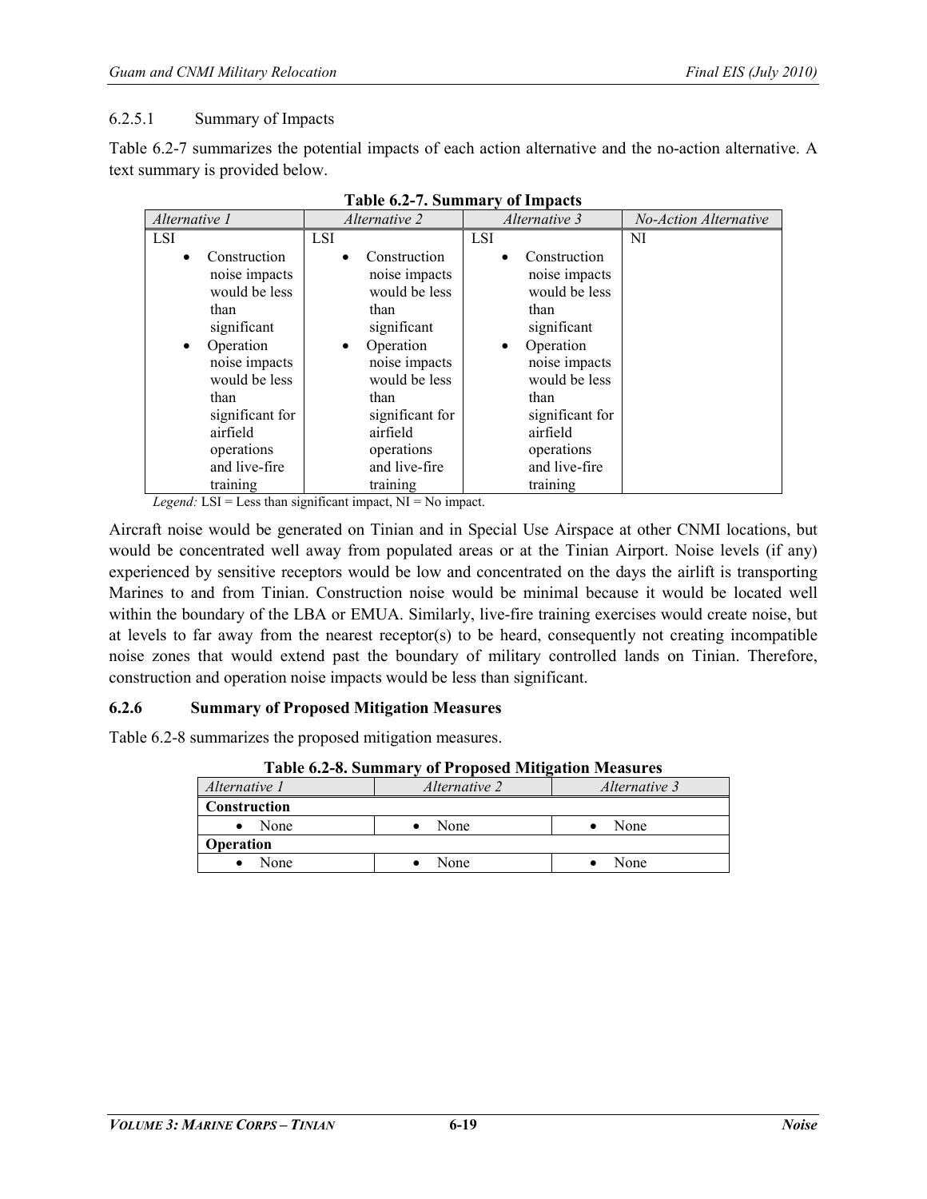#### 6.2.5.1 Summary of Impacts

Table 6.2-7 summarizes the potential impacts of each action alternative and the no-action alternative. A text summary is provided below.

**Table 6.2-7. Summary of Impacts**

| *Alternative 1* | *Alternative 2* | *Alternative 3* | *No-Action Alternative* |
|---|---|---|---|
| LSI<br>• Construction noise impacts would be less than significant<br>• Operation noise impacts would be less than significant for airfield operations and live-fire training | LSI<br>• Construction noise impacts would be less than significant<br>• Operation noise impacts would be less than significant for airfield operations and live-fire training | LSI<br>• Construction noise impacts would be less than significant<br>• Operation noise impacts would be less than significant for airfield operations and live-fire training | NI |

*Legend:* LSI = Less than significant impact, NI = No impact.

Aircraft noise would be generated on Tinian and in Special Use Airspace at other CNMI locations, but would be concentrated well away from populated areas or at the Tinian Airport. Noise levels (if any) experienced by sensitive receptors would be low and concentrated on the days the airlift is transporting Marines to and from Tinian. Construction noise would be minimal because it would be located well within the boundary of the LBA or EMUA. Similarly, live-fire training exercises would create noise, but at levels to far away from the nearest receptor(s) to be heard, consequently not creating incompatible noise zones that would extend past the boundary of military controlled lands on Tinian. Therefore, construction and operation noise impacts would be less than significant.

### 6.2.6 Summary of Proposed Mitigation Measures

Table 6.2-8 summarizes the proposed mitigation measures.

**Table 6.2-8. Summary of Proposed Mitigation Measures**

| *Alternative 1* | *Alternative 2* | *Alternative 3* |
|---|---|---|
| **Construction** | | |
| • None | • None | • None |
| **Operation** | | |
| • None | • None | • None |